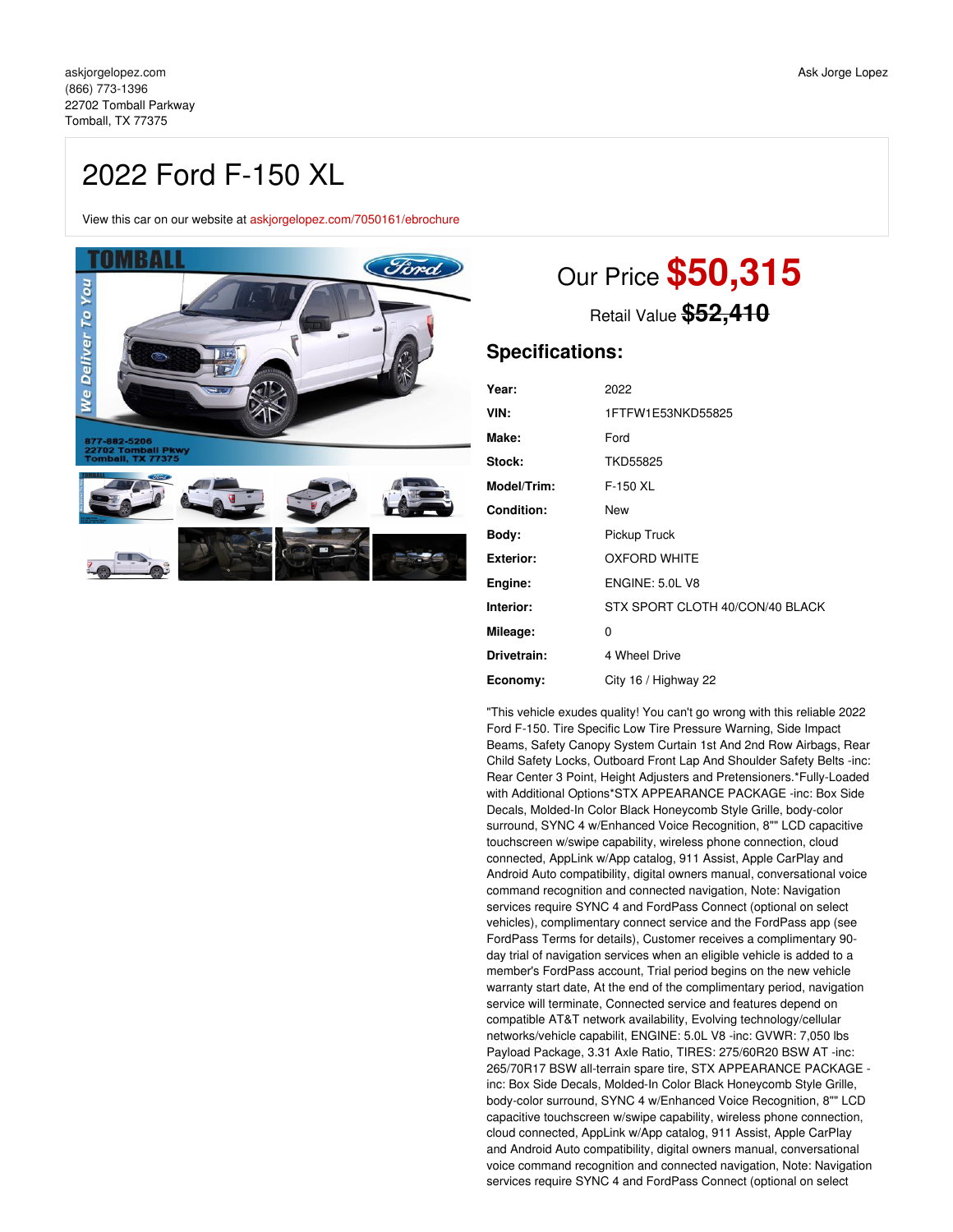askjorgelopez.com
(866) 773-1396
22702 Tomball Parkway
Tomball, TX 77375

Ask Jorge Lopez

# 2022 Ford F-150 XL

View this car on our website at askjorgelopez.com/7050161/ebrochure

Our Price **$50,315**

Retail Value ~~$52,410~~

## Specifications:

| | |
|---|---|
| **Year:** | 2022 |
| **VIN:** | 1FTFW1E53NKD55825 |
| **Make:** | Ford |
| **Stock:** | TKD55825 |
| **Model/Trim:** | F-150 XL |
| **Condition:** | New |
| **Body:** | Pickup Truck |
| **Exterior:** | OXFORD WHITE |
| **Engine:** | ENGINE: 5.0L V8 |
| **Interior:** | STX SPORT CLOTH 40/CON/40 BLACK |
| **Mileage:** | 0 |
| **Drivetrain:** | 4 Wheel Drive |
| **Economy:** | City 16 / Highway 22 |

"This vehicle exudes quality! You can't go wrong with this reliable 2022 Ford F-150. Tire Specific Low Tire Pressure Warning, Side Impact Beams, Safety Canopy System Curtain 1st And 2nd Row Airbags, Rear Child Safety Locks, Outboard Front Lap And Shoulder Safety Belts -inc: Rear Center 3 Point, Height Adjusters and Pretensioners.*Fully-Loaded with Additional Options*STX APPEARANCE PACKAGE -inc: Box Side Decals, Molded-In Color Black Honeycomb Style Grille, body-color surround, SYNC 4 w/Enhanced Voice Recognition, 8"" LCD capacitive touchscreen w/swipe capability, wireless phone connection, cloud connected, AppLink w/App catalog, 911 Assist, Apple CarPlay and Android Auto compatibility, digital owners manual, conversational voice command recognition and connected navigation, Note: Navigation services require SYNC 4 and FordPass Connect (optional on select vehicles), complimentary connect service and the FordPass app (see FordPass Terms for details), Customer receives a complimentary 90-day trial of navigation services when an eligible vehicle is added to a member's FordPass account, Trial period begins on the new vehicle warranty start date, At the end of the complimentary period, navigation service will terminate, Connected service and features depend on compatible AT&T network availability, Evolving technology/cellular networks/vehicle capabilit, ENGINE: 5.0L V8 -inc: GVWR: 7,050 lbs Payload Package, 3.31 Axle Ratio, TIRES: 275/60R20 BSW AT -inc: 265/70R17 BSW all-terrain spare tire, STX APPEARANCE PACKAGE -inc: Box Side Decals, Molded-In Color Black Honeycomb Style Grille, body-color surround, SYNC 4 w/Enhanced Voice Recognition, 8"" LCD capacitive touchscreen w/swipe capability, wireless phone connection, cloud connected, AppLink w/App catalog, 911 Assist, Apple CarPlay and Android Auto compatibility, digital owners manual, conversational voice command recognition and connected navigation, Note: Navigation services require SYNC 4 and FordPass Connect (optional on select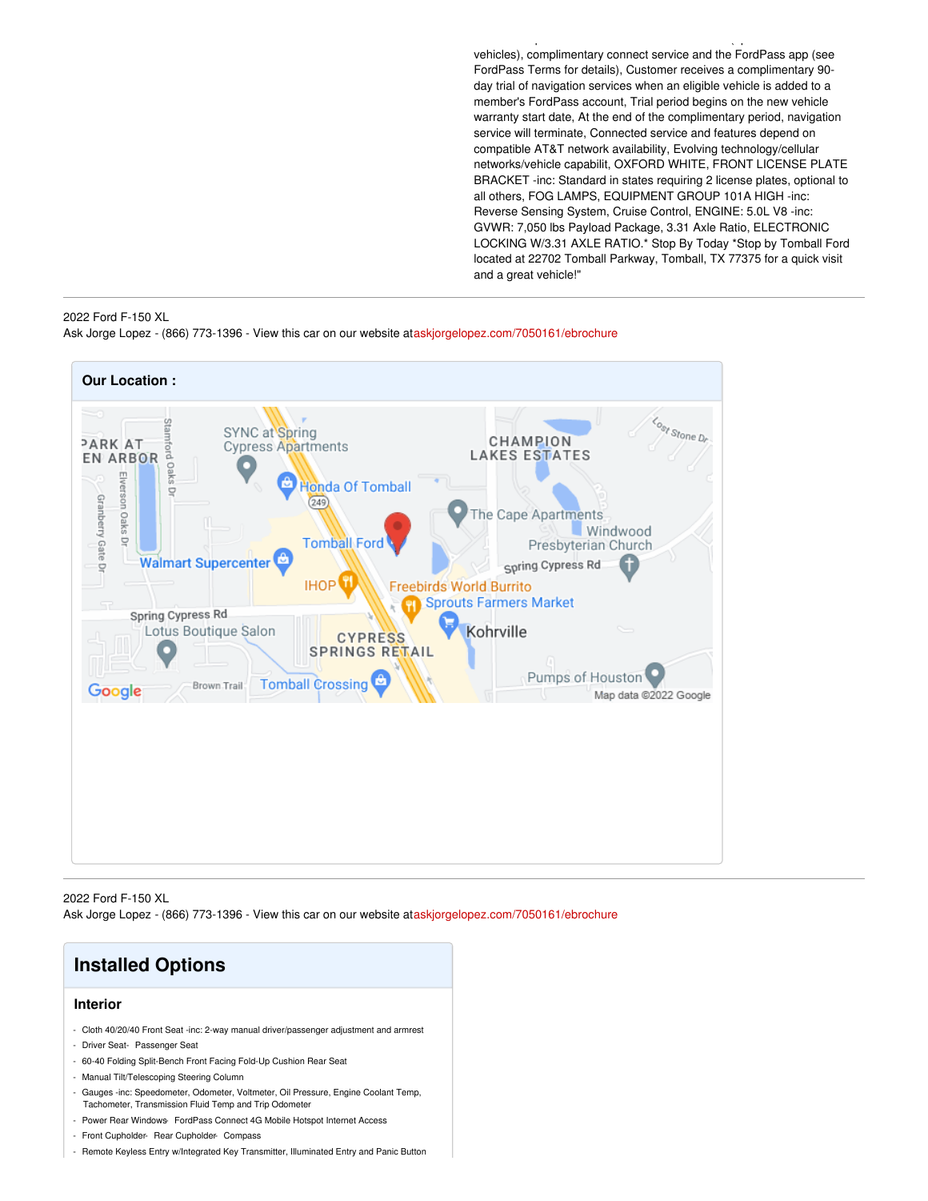vehicles), complimentary connect service and the FordPass app (see FordPass Terms for details), Customer receives a complimentary 90-day trial of navigation services when an eligible vehicle is added to a member's FordPass account, Trial period begins on the new vehicle warranty start date, At the end of the complimentary period, navigation service will terminate, Connected service and features depend on compatible AT&T network availability, Evolving technology/cellular networks/vehicle capabilit, OXFORD WHITE, FRONT LICENSE PLATE BRACKET -inc: Standard in states requiring 2 license plates, optional to all others, FOG LAMPS, EQUIPMENT GROUP 101A HIGH -inc: Reverse Sensing System, Cruise Control, ENGINE: 5.0L V8 -inc: GVWR: 7,050 lbs Payload Package, 3.31 Axle Ratio, ELECTRONIC LOCKING W/3.31 AXLE RATIO.* Stop By Today *Stop by Tomball Ford located at 22702 Tomball Parkway, Tomball, TX 77375 for a quick visit and a great vehicle!"

2022 Ford F-150 XL
Ask Jorge Lopez - (866) 773-1396 - View this car on our website at askjorgelopez.com/7050161/ebrochure

## Our Location :

2022 Ford F-150 XL
Ask Jorge Lopez - (866) 773-1396 - View this car on our website at askjorgelopez.com/7050161/ebrochure

## Installed Options

### Interior

- Cloth 40/20/40 Front Seat -inc: 2-way manual driver/passenger adjustment and armrest
- Driver Seat- Passenger Seat
- 60-40 Folding Split-Bench Front Facing Fold-Up Cushion Rear Seat
- Manual Tilt/Telescoping Steering Column
- Gauges -inc: Speedometer, Odometer, Voltmeter, Oil Pressure, Engine Coolant Temp, Tachometer, Transmission Fluid Temp and Trip Odometer
- Power Rear Windows- FordPass Connect 4G Mobile Hotspot Internet Access
- Front Cupholder- Rear Cupholder- Compass
- Remote Keyless Entry w/Integrated Key Transmitter, Illuminated Entry and Panic Button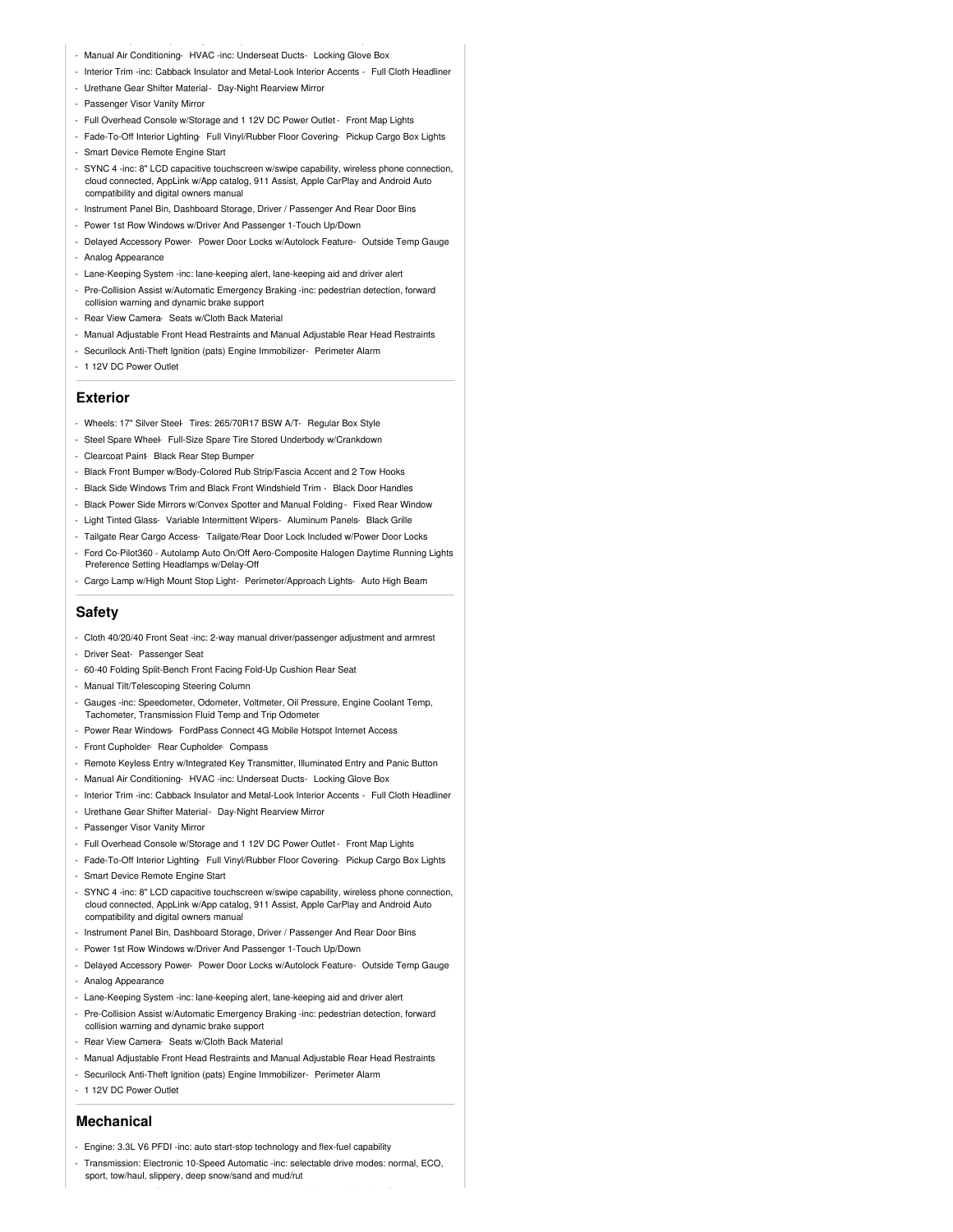- Manual Air Conditioning- HVAC -inc: Underseat Ducts- Locking Glove Box
- Interior Trim -inc: Cabback Insulator and Metal-Look Interior Accents - Full Cloth Headliner
- Urethane Gear Shifter Material- Day-Night Rearview Mirror
- Passenger Visor Vanity Mirror
- Full Overhead Console w/Storage and 1 12V DC Power Outlet - Front Map Lights
- Fade-To-Off Interior Lighting- Full Vinyl/Rubber Floor Covering- Pickup Cargo Box Lights
- Smart Device Remote Engine Start
- SYNC 4 -inc: 8" LCD capacitive touchscreen w/swipe capability, wireless phone connection, cloud connected, AppLink w/App catalog, 911 Assist, Apple CarPlay and Android Auto compatibility and digital owners manual
- Instrument Panel Bin, Dashboard Storage, Driver / Passenger And Rear Door Bins
- Power 1st Row Windows w/Driver And Passenger 1-Touch Up/Down
- Delayed Accessory Power- Power Door Locks w/Autolock Feature- Outside Temp Gauge
- Analog Appearance
- Lane-Keeping System -inc: lane-keeping alert, lane-keeping aid and driver alert
- Pre-Collision Assist w/Automatic Emergency Braking -inc: pedestrian detection, forward collision warning and dynamic brake support
- Rear View Camera- Seats w/Cloth Back Material
- Manual Adjustable Front Head Restraints and Manual Adjustable Rear Head Restraints
- Securilock Anti-Theft Ignition (pats) Engine Immobilizer- Perimeter Alarm
- 1 12V DC Power Outlet

## Exterior

- Wheels: 17" Silver Steel- Tires: 265/70R17 BSW A/T- Regular Box Style
- Steel Spare Wheel- Full-Size Spare Tire Stored Underbody w/Crankdown
- Clearcoat Paint- Black Rear Step Bumper
- Black Front Bumper w/Body-Colored Rub Strip/Fascia Accent and 2 Tow Hooks
- Black Side Windows Trim and Black Front Windshield Trim - Black Door Handles
- Black Power Side Mirrors w/Convex Spotter and Manual Folding - Fixed Rear Window
- Light Tinted Glass- Variable Intermittent Wipers- Aluminum Panels- Black Grille
- Tailgate Rear Cargo Access- Tailgate/Rear Door Lock Included w/Power Door Locks
- Ford Co-Pilot360 - Autolamp Auto On/Off Aero-Composite Halogen Daytime Running Lights Preference Setting Headlamps w/Delay-Off
- Cargo Lamp w/High Mount Stop Light- Perimeter/Approach Lights- Auto High Beam

## Safety

- Cloth 40/20/40 Front Seat -inc: 2-way manual driver/passenger adjustment and armrest
- Driver Seat- Passenger Seat
- 60-40 Folding Split-Bench Front Facing Fold-Up Cushion Rear Seat
- Manual Tilt/Telescoping Steering Column
- Gauges -inc: Speedometer, Odometer, Voltmeter, Oil Pressure, Engine Coolant Temp, Tachometer, Transmission Fluid Temp and Trip Odometer
- Power Rear Windows- FordPass Connect 4G Mobile Hotspot Internet Access
- Front Cupholder- Rear Cupholder- Compass
- Remote Keyless Entry w/Integrated Key Transmitter, Illuminated Entry and Panic Button
- Manual Air Conditioning- HVAC -inc: Underseat Ducts- Locking Glove Box
- Interior Trim -inc: Cabback Insulator and Metal-Look Interior Accents - Full Cloth Headliner
- Urethane Gear Shifter Material- Day-Night Rearview Mirror
- Passenger Visor Vanity Mirror
- Full Overhead Console w/Storage and 1 12V DC Power Outlet - Front Map Lights
- Fade-To-Off Interior Lighting- Full Vinyl/Rubber Floor Covering- Pickup Cargo Box Lights
- Smart Device Remote Engine Start
- SYNC 4 -inc: 8" LCD capacitive touchscreen w/swipe capability, wireless phone connection, cloud connected, AppLink w/App catalog, 911 Assist, Apple CarPlay and Android Auto compatibility and digital owners manual
- Instrument Panel Bin, Dashboard Storage, Driver / Passenger And Rear Door Bins
- Power 1st Row Windows w/Driver And Passenger 1-Touch Up/Down
- Delayed Accessory Power- Power Door Locks w/Autolock Feature- Outside Temp Gauge
- Analog Appearance
- Lane-Keeping System -inc: lane-keeping alert, lane-keeping aid and driver alert
- Pre-Collision Assist w/Automatic Emergency Braking -inc: pedestrian detection, forward collision warning and dynamic brake support
- Rear View Camera- Seats w/Cloth Back Material
- Manual Adjustable Front Head Restraints and Manual Adjustable Rear Head Restraints
- Securilock Anti-Theft Ignition (pats) Engine Immobilizer- Perimeter Alarm
- 1 12V DC Power Outlet

## Mechanical

- Engine: 3.3L V6 PFDI -inc: auto start-stop technology and flex-fuel capability
- Transmission: Electronic 10-Speed Automatic -inc: selectable drive modes: normal, ECO, sport, tow/haul, slippery, deep snow/sand and mud/rut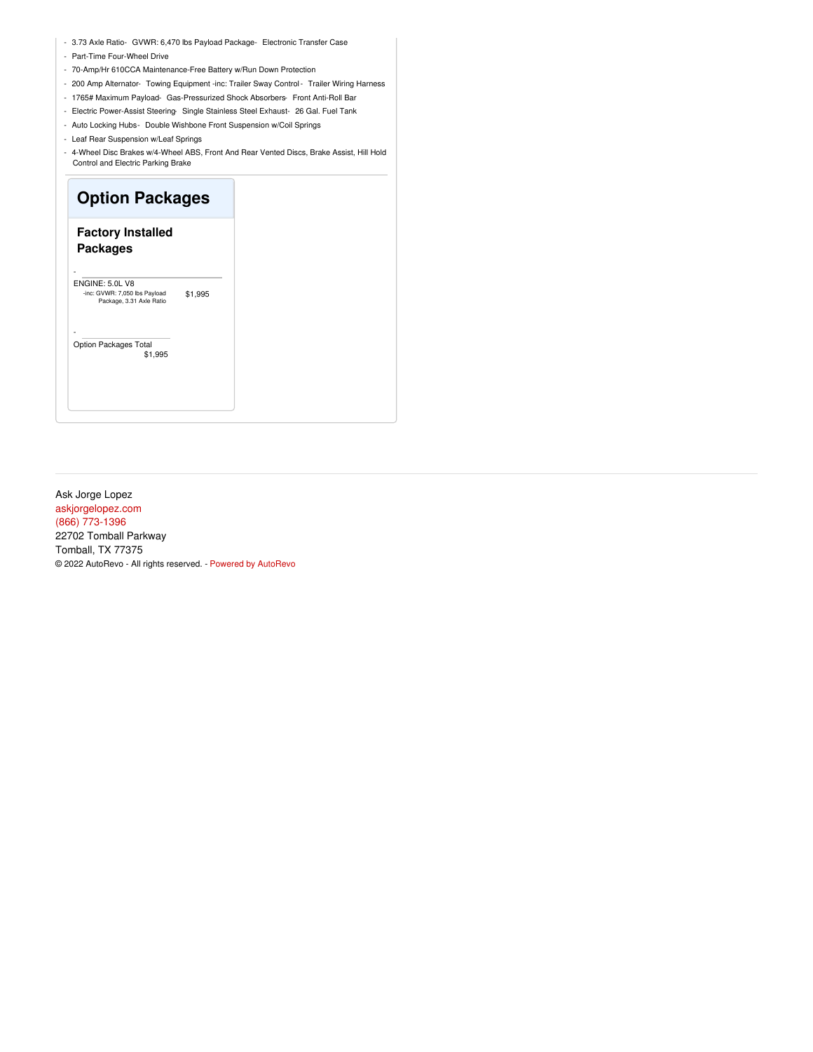- 3.73 Axle Ratio
- GVWR: 6,470 lbs Payload Package
- Electronic Transfer Case
- Part-Time Four-Wheel Drive
- 70-Amp/Hr 610CCA Maintenance-Free Battery w/Run Down Protection
- 200 Amp Alternator
- Towing Equipment -inc: Trailer Sway Control
- Trailer Wiring Harness
- 1765# Maximum Payload
- Gas-Pressurized Shock Absorbers
- Front Anti-Roll Bar
- Electric Power-Assist Steering
- Single Stainless Steel Exhaust
- 26 Gal. Fuel Tank
- Auto Locking Hubs
- Double Wishbone Front Suspension w/Coil Springs
- Leaf Rear Suspension w/Leaf Springs
- 4-Wheel Disc Brakes w/4-Wheel ABS, Front And Rear Vented Discs, Brake Assist, Hill Hold Control and Electric Parking Brake

## Option Packages

### Factory Installed Packages

- ENGINE: 5.0L V8 -inc: GVWR: 7,050 lbs Payload Package, 3.31 Axle Ratio — $1,995

- Option Packages Total — $1,995

---

Ask Jorge Lopez
askjorgelopez.com
(866) 773-1396
22702 Tomball Parkway
Tomball, TX 77375
© 2022 AutoRevo - All rights reserved. - Powered by AutoRevo